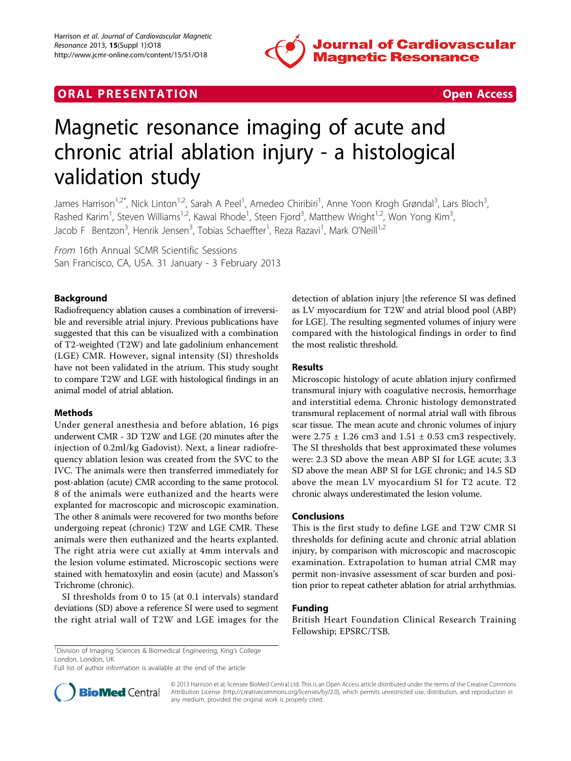ORAL PRESENTATION **Open Access**

# Magnetic resonance imaging of acute and chronic atrial ablation injury - a histological validation study

James Harrison[1,2*], Nick Linton[1,2], Sarah A Peel[1], Amedeo Chiribiri[1], Anne Yoon Krogh Grøndal[3], Lars Bloch[3], Rashed Karim[1], Steven Williams[1,2], Kawal Rhode[1], Steen Fjord[3], Matthew Wright[1,2], Won Yong Kim[3], Jacob F Bentzon[3], Henrik Jensen[3], Tobias Schaeffter[1], Reza Razavi[1], Mark O'Neill[1,2]

*From* 16th Annual SCMR Scientific Sessions
San Francisco, CA, USA. 31 January - 3 February 2013

## Background

Radiofrequency ablation causes a combination of irreversible and reversible atrial injury. Previous publications have suggested that this can be visualized with a combination of T2-weighted (T2W) and late gadolinium enhancement (LGE) CMR. However, signal intensity (SI) thresholds have not been validated in the atrium. This study sought to compare T2W and LGE with histological findings in an animal model of atrial ablation.

## Methods

Under general anesthesia and before ablation, 16 pigs underwent CMR - 3D T2W and LGE (20 minutes after the injection of 0.2ml/kg Gadovist). Next, a linear radiofrequency ablation lesion was created from the SVC to the IVC. The animals were then transferred immediately for post-ablation (acute) CMR according to the same protocol. 8 of the animals were euthanized and the hearts were explanted for macroscopic and microscopic examination. The other 8 animals were recovered for two months before undergoing repeat (chronic) T2W and LGE CMR. These animals were then euthanized and the hearts explanted. The right atria were cut axially at 4mm intervals and the lesion volume estimated. Microscopic sections were stained with hematoxylin and eosin (acute) and Masson's Trichrome (chronic).

SI thresholds from 0 to 15 (at 0.1 intervals) standard deviations (SD) above a reference SI were used to segment the right atrial wall of T2W and LGE images for the detection of ablation injury [the reference SI was defined as LV myocardium for T2W and atrial blood pool (ABP) for LGE]. The resulting segmented volumes of injury were compared with the histological findings in order to find the most realistic threshold.

## Results

Microscopic histology of acute ablation injury confirmed transmural injury with coagulative necrosis, hemorrhage and interstitial edema. Chronic histology demonstrated transmural replacement of normal atrial wall with fibrous scar tissue. The mean acute and chronic volumes of injury were 2.75 ± 1.26 cm3 and 1.51 ± 0.53 cm3 respectively. The SI thresholds that best approximated these volumes were: 2.3 SD above the mean ABP SI for LGE acute; 3.3 SD above the mean ABP SI for LGE chronic; and 14.5 SD above the mean LV myocardium SI for T2 acute. T2 chronic always underestimated the lesion volume.

## Conclusions

This is the first study to define LGE and T2W CMR SI thresholds for defining acute and chronic atrial ablation injury, by comparison with microscopic and macroscopic examination. Extrapolation to human atrial CMR may permit non-invasive assessment of scar burden and position prior to repeat catheter ablation for atrial arrhythmias.

## Funding

British Heart Foundation Clinical Research Training Fellowship; EPSRC/TSB.

[1]Division of Imaging Sciences & Biomedical Engineering, King's College London, London, UK
Full list of author information is available at the end of the article

© 2013 Harrison et al; licensee BioMed Central Ltd. This is an Open Access article distributed under the terms of the Creative Commons Attribution License (http://creativecommons.org/licenses/by/2.0), which permits unrestricted use, distribution, and reproduction in any medium, provided the original work is properly cited.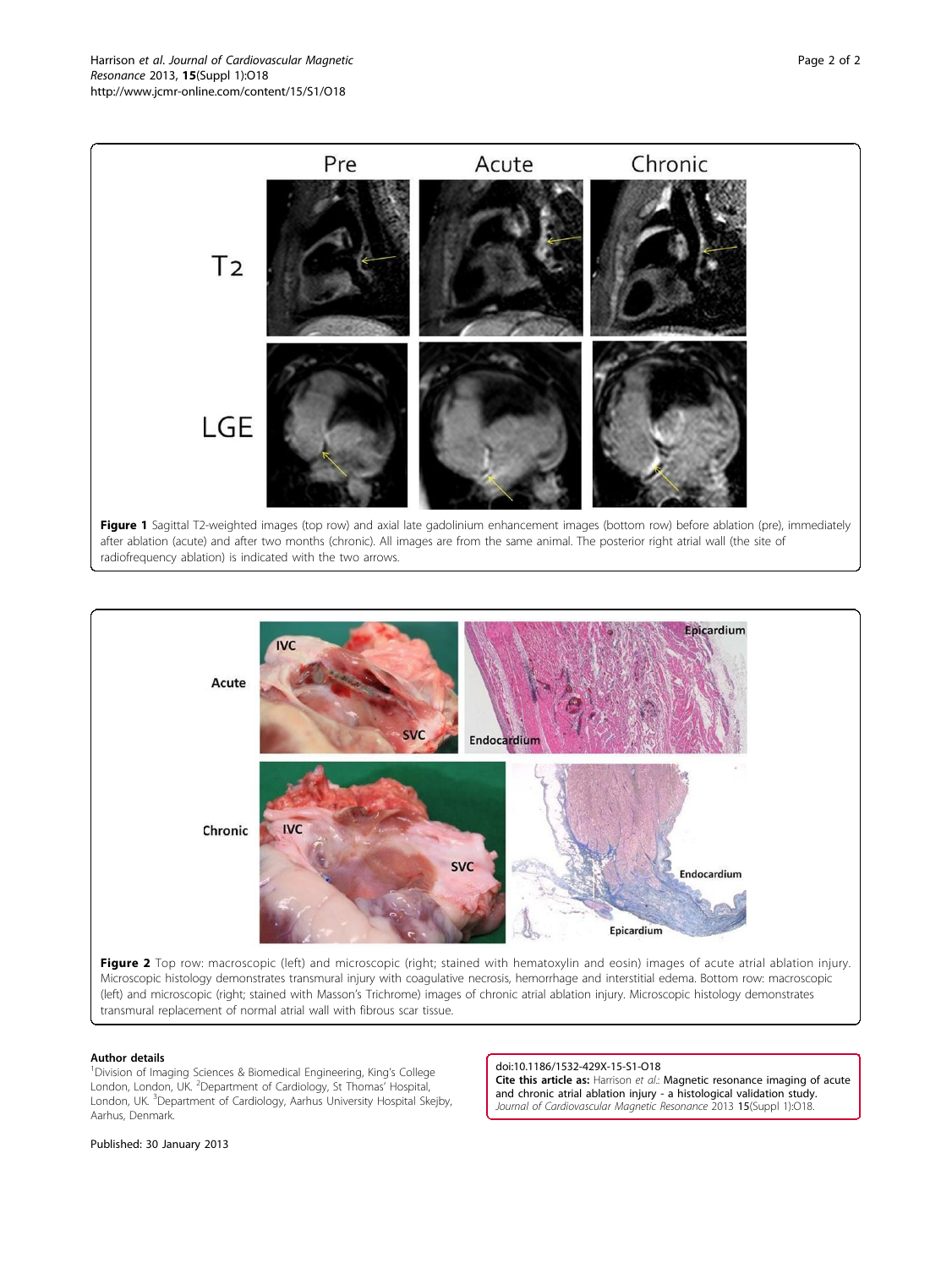Pre

Acute

Chronic

T2

LGE

**Figure 1** Sagittal T2-weighted images (top row) and axial late gadolinium enhancement images (bottom row) before ablation (pre), immediately after ablation (acute) and after two months (chronic). All images are from the same animal. The posterior right atrial wall (the site of radiofrequency ablation) is indicated with the two arrows.

Acute

IVC

SVC

Epicardium

Endocardium

Chronic

IVC

SVC

Endocardium

Epicardium

**Figure 2** Top row: macroscopic (left) and microscopic (right; stained with hematoxylin and eosin) images of acute atrial ablation injury. Microscopic histology demonstrates transmural injury with coagulative necrosis, hemorrhage and interstitial edema. Bottom row: macroscopic (left) and microscopic (right; stained with Masson's Trichrome) images of chronic atrial ablation injury. Microscopic histology demonstrates transmural replacement of normal atrial wall with fibrous scar tissue.

### Author details

[1]Division of Imaging Sciences & Biomedical Engineering, King's College London, London, UK. [2]Department of Cardiology, St Thomas' Hospital, London, UK. [3]Department of Cardiology, Aarhus University Hospital Skejby, Aarhus, Denmark.

Published: 30 January 2013

doi:10.1186/1532-429X-15-S1-O18

**Cite this article as:** Harrison *et al.*: Magnetic resonance imaging of acute and chronic atrial ablation injury - a histological validation study. *Journal of Cardiovascular Magnetic Resonance* 2013 15(Suppl 1):O18.